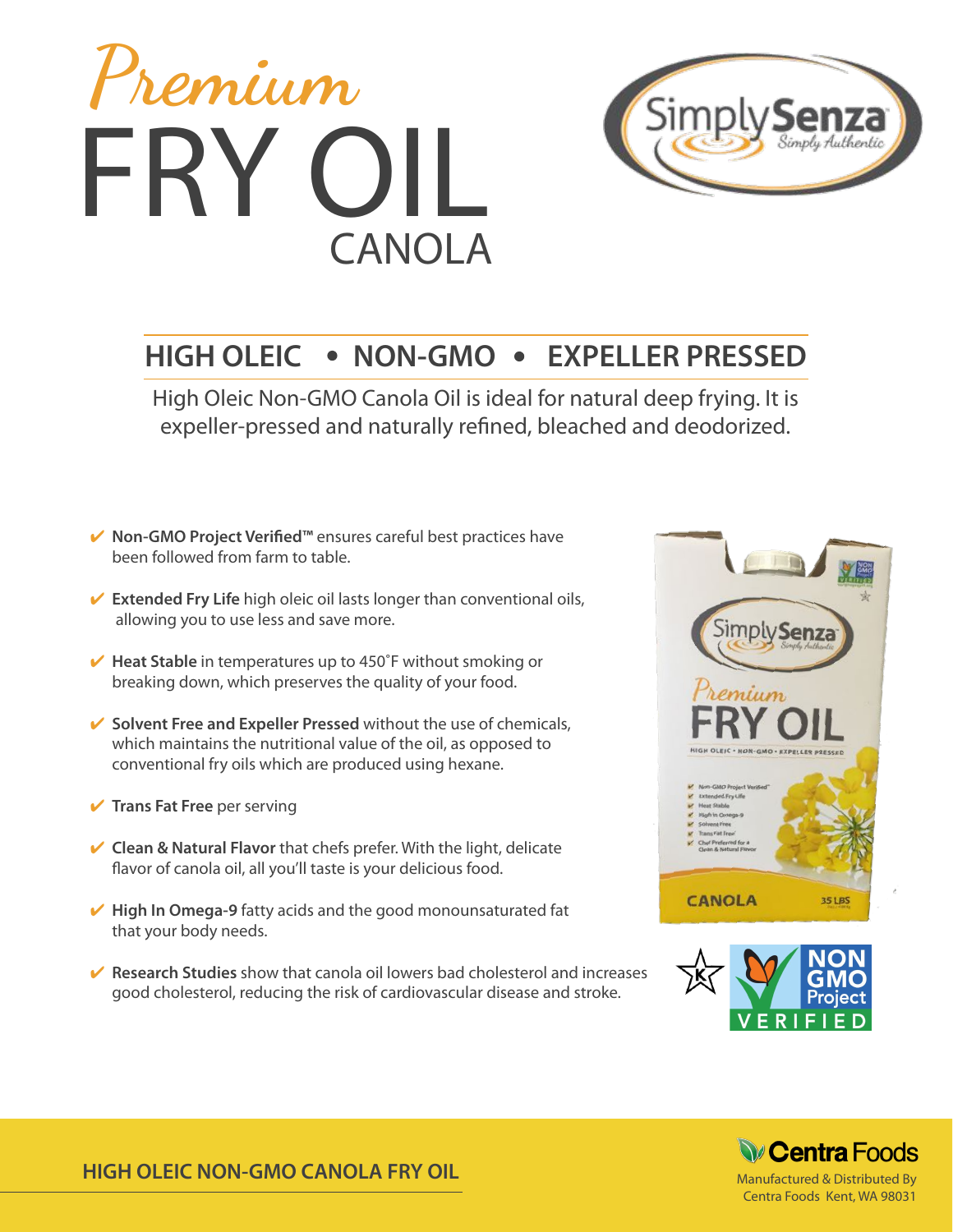# Premium FRY OIL CANOLA

SimplySenza
Simply Authentic

## HIGH OLEIC • NON-GMO • EXPELLER PRESSED

High Oleic Non-GMO Canola Oil is ideal for natural deep frying. It is expeller-pressed and naturally refined, bleached and deodorized.

- ✔ **Non-GMO Project Verified™** ensures careful best practices have been followed from farm to table.
- ✔ **Extended Fry Life** high oleic oil lasts longer than conventional oils, allowing you to use less and save more.
- ✔ **Heat Stable** in temperatures up to 450˚F without smoking or breaking down, which preserves the quality of your food.
- ✔ **Solvent Free and Expeller Pressed** without the use of chemicals, which maintains the nutritional value of the oil, as opposed to conventional fry oils which are produced using hexane.
- ✔ **Trans Fat Free** per serving
- ✔ **Clean & Natural Flavor** that chefs prefer. With the light, delicate flavor of canola oil, all you'll taste is your delicious food.
- ✔ **High In Omega-9** fatty acids and the good monounsaturated fat that your body needs.
- ✔ **Research Studies** show that canola oil lowers bad cholesterol and increases good cholesterol, reducing the risk of cardiovascular disease and stroke.

NON GMO Project VERIFIED

**HIGH OLEIC NON-GMO CANOLA FRY OIL**

Centra Foods
Manufactured & Distributed By
Centra Foods Kent, WA 98031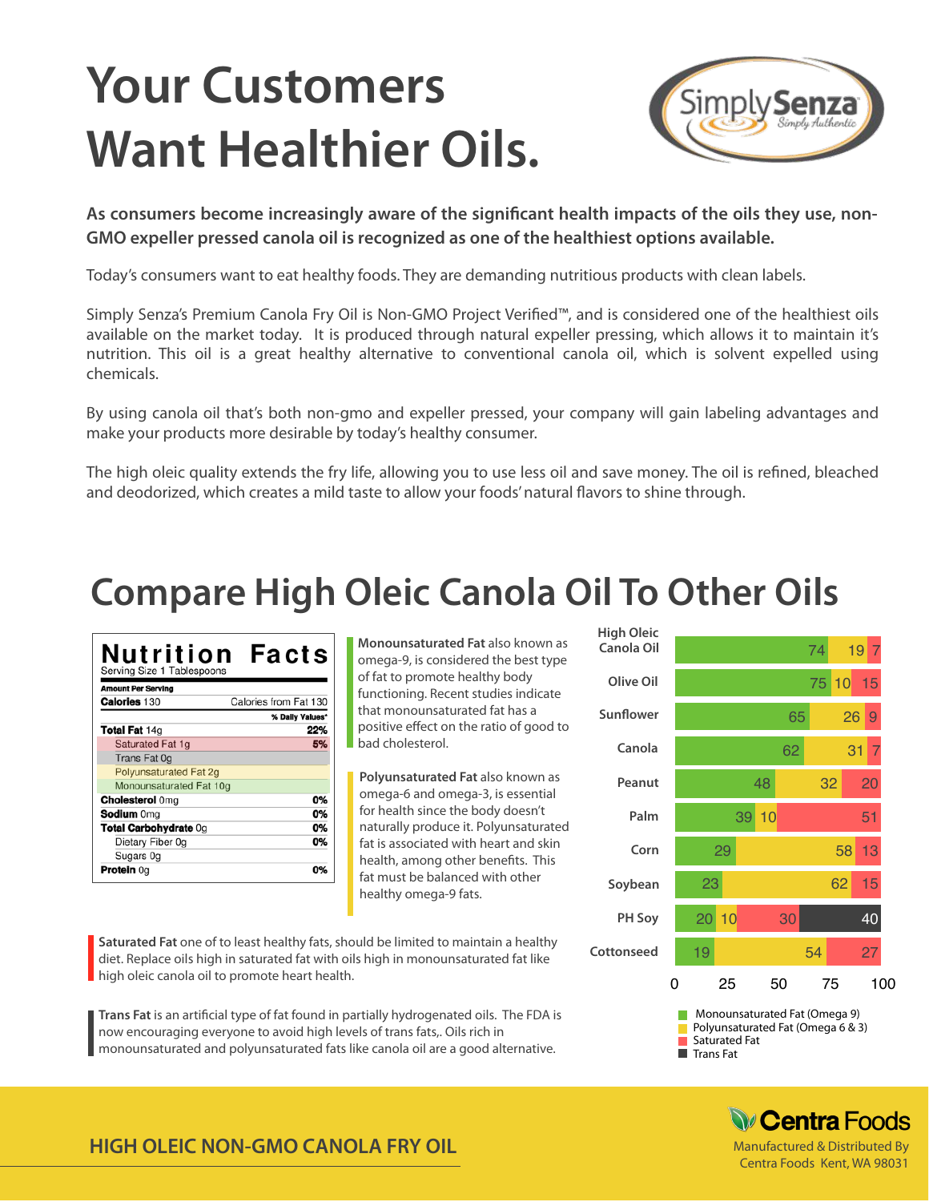# Your Customers Want Healthier Oils.

SimplySenza Simply Authentic

**As consumers become increasingly aware of the significant health impacts of the oils they use, non-GMO expeller pressed canola oil is recognized as one of the healthiest options available.**

Today's consumers want to eat healthy foods. They are demanding nutritious products with clean labels.

Simply Senza's Premium Canola Fry Oil is Non-GMO Project Verified™, and is considered one of the healthiest oils available on the market today. It is produced through natural expeller pressing, which allows it to maintain it's nutrition. This oil is a great healthy alternative to conventional canola oil, which is solvent expelled using chemicals.

By using canola oil that's both non-gmo and expeller pressed, your company will gain labeling advantages and make your products more desirable by today's healthy consumer.

The high oleic quality extends the fry life, allowing you to use less oil and save money. The oil is refined, bleached and deodorized, which creates a mild taste to allow your foods' natural flavors to shine through.

## Compare High Oleic Canola Oil To Other Oils

**Nutrition Facts**

Serving Size 1 Tablespoons

| Amount Per Serving | |
|---|---|
| **Calories** 130 | Calories from Fat 130 |
| | % Daily Values* |
| **Total Fat** 14g | 22% |
| Saturated Fat 1g | 5% |
| Trans Fat 0g | |
| Polyunsaturated Fat 2g | |
| Monounsaturated Fat 10g | |
| **Cholesterol** 0mg | 0% |
| **Sodium** 0mg | 0% |
| **Total Carbohydrate** 0g | 0% |
| Dietary Fiber 0g | 0% |
| Sugars 0g | |
| **Protein** 0g | 0% |

**Monounsaturated Fat** also known as omega-9, is considered the best type of fat to promote healthy body functioning. Recent studies indicate that monounsaturated fat has a positive effect on the ratio of good to bad cholesterol.

**Polyunsaturated Fat** also known as omega-6 and omega-3, is essential for health since the body doesn't naturally produce it. Polyunsaturated fat is associated with heart and skin health, among other benefits. This fat must be balanced with other healthy omega-9 fats.

**Saturated Fat** one of to least healthy fats, should be limited to maintain a healthy diet. Replace oils high in saturated fat with oils high in monounsaturated fat like high oleic canola oil to promote heart health.

**Trans Fat** is an artificial type of fat found in partially hydrogenated oils. The FDA is now encouraging everyone to avoid high levels of trans fats,. Oils rich in monounsaturated and polyunsaturated fats like canola oil are a good alternative.

High Oleic Canola Oil 74 19 7
Olive Oil 75 10 15
Sunflower 65 26 9
Canola 62 31 7
Peanut 48 32 20
Palm 39 10 51
Corn 29 58 13
Soybean 23 62 15
PH Soy 20 10 30 40
Cottonseed 19 54 27

0 25 50 75 100

Monounsaturated Fat (Omega 9)
Polyunsaturated Fat (Omega 6 & 3)
Saturated Fat
Trans Fat

**HIGH OLEIC NON-GMO CANOLA FRY OIL**

Centra Foods
Manufactured & Distributed By
Centra Foods Kent, WA 98031